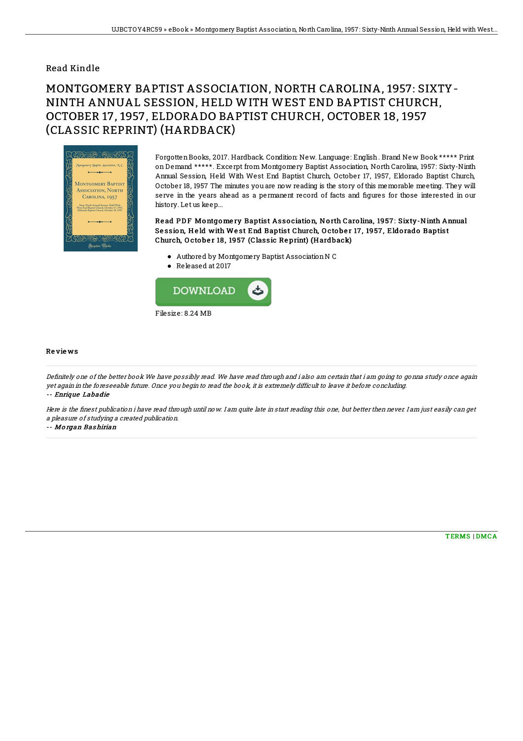## Read Kindle

# MONTGOMERY BAPTIST ASSOCIATION, NORTH CAROLINA, 1957: SIXTY-NINTH ANNUAL SESSION, HELD WITH WEST END BAPTIST CHURCH, OCTOBER 17, 1957, ELDORADO BAPTIST CHURCH, OCTOBER 18, 1957 (CLASSIC REPRINT) (HARDBACK)

Forgotten Books, 2017. Hardback. Condition: New. Language: English . Brand New Book ***** Print on Demand *****. Excerpt from Montgomery Baptist Association, North Carolina, 1957: Sixty-Ninth Annual Session, Held With West End Baptist Church, October 17, 1957, Eldorado Baptist Church, October 18, 1957 The minutes you are now reading is the story of this memorable meeting. They will serve in the years ahead as a permanent record of facts and figures for those interested in our history. Let us keep...

**Read PDF Montgomery Baptist Association, North Carolina, 1957: Sixty-Ninth Annual Session, Held with West End Baptist Church, October 17, 1957, Eldorado Baptist Church, October 18, 1957 (Classic Reprint) (Hardback)**

- Authored by Montgomery Baptist Association N C
- Released at 2017

DOWNLOAD

Filesize: 8.24 MB

### Reviews

*Definitely one of the better book We have possibly read. We have read through and i also am certain that i am going to gonna study once again yet again in the foreseeable future. Once you begin to read the book, it is extremely difficult to leave it before concluding.*

-- *Enrique Labadie*

*Here is the finest publication i have read through until now. I am quite late in start reading this one, but better then never. I am just easily can get a pleasure of studying a created publication.*

-- *Morgan Bashirian*

TERMS | DMCA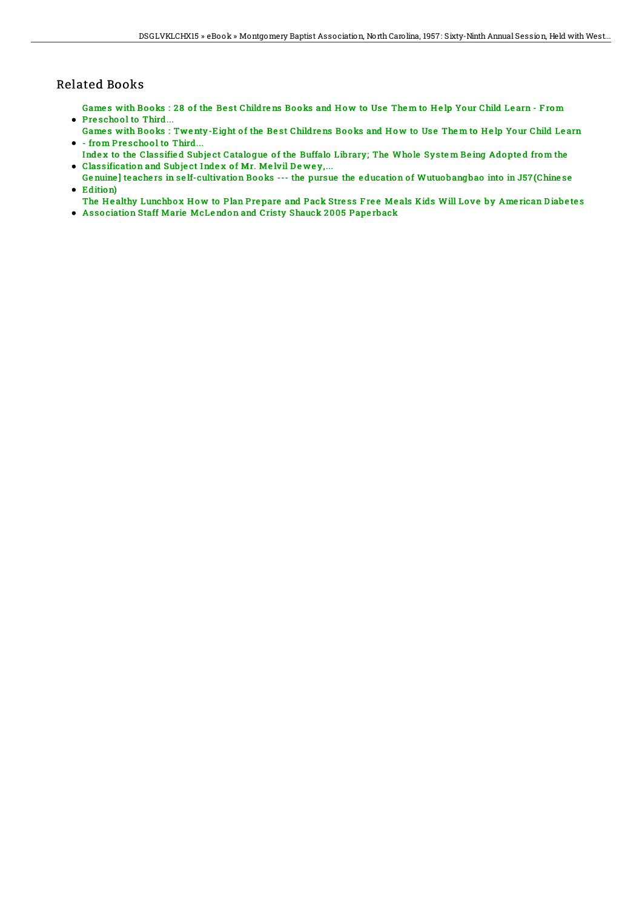## Related Books

- Games with Books : 28 of the Best Childrens Books and How to Use Them to Help Your Child Learn - From Preschool to Third...
- Games with Books : Twenty-Eight of the Best Childrens Books and How to Use Them to Help Your Child Learn - from Preschool to Third...
- Index to the Classified Subject Catalogue of the Buffalo Library; The Whole System Being Adopted from the Classification and Subject Index of Mr. Melvil Dewey,...
- Genuine] teachers in self-cultivation Books --- the pursue the education of Wutuobangbao into in J57(Chinese Edition)
- The Healthy Lunchbox How to Plan Prepare and Pack Stress Free Meals Kids Will Love by American Diabetes Association Staff Marie McLendon and Cristy Shauck 2005 Paperback